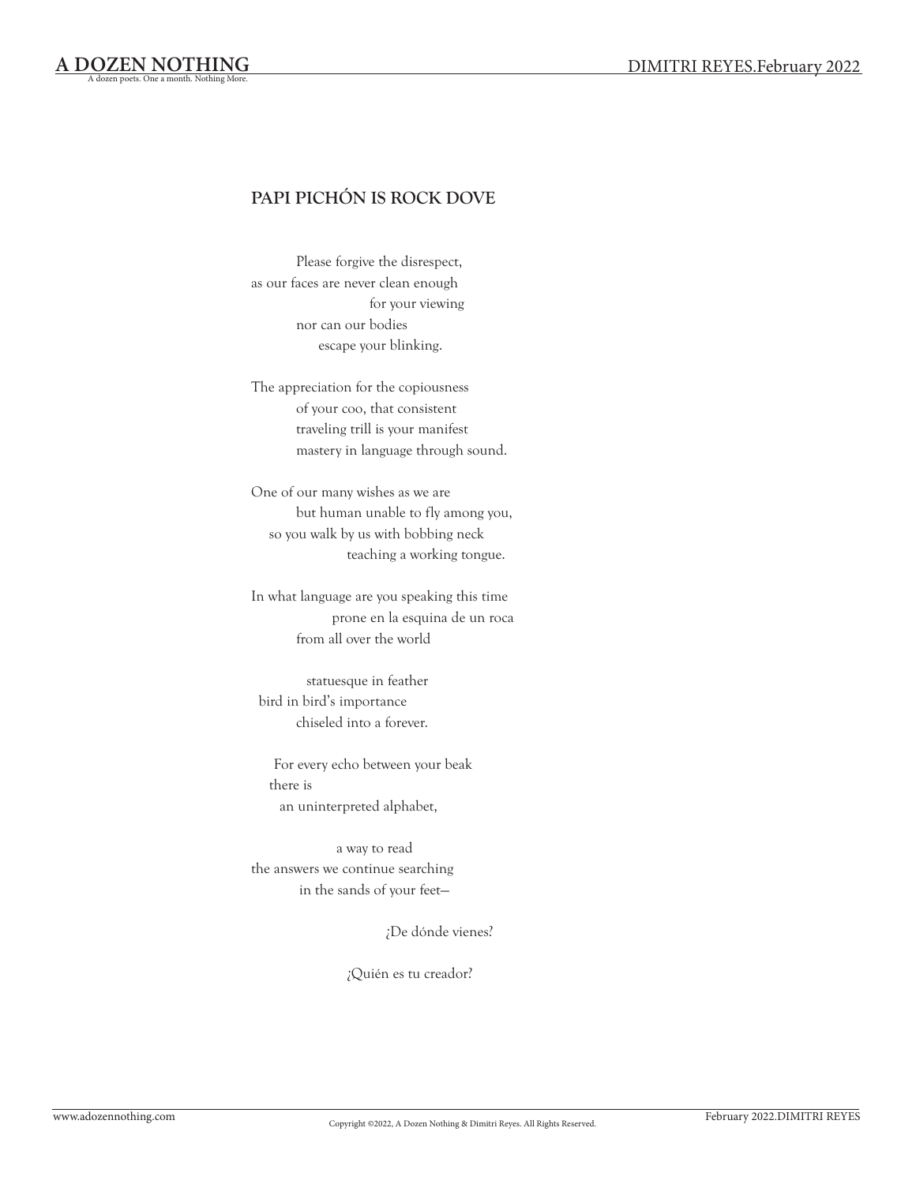## PAPI PICHÓN IS ROCK DOVE

Please forgive the disrespect,
as our faces are never clean enough
for your viewing
nor can our bodies
escape your blinking.

The appreciation for the copiousness
of your coo, that consistent
traveling trill is your manifest
mastery in language through sound.

One of our many wishes as we are
but human unable to fly among you,
so you walk by us with bobbing neck
teaching a working tongue.

In what language are you speaking this time
prone en la esquina de un roca
from all over the world

statuesque in feather
bird in bird's importance
chiseled into a forever.

For every echo between your beak
there is
an uninterpreted alphabet,

a way to read
the answers we continue searching
in the sands of your feet—

¿De dónde vienes?

¿Quién es tu creador?

Copyright ©2022, A Dozen Nothing & Dimitri Reyes. All Rights Reserved.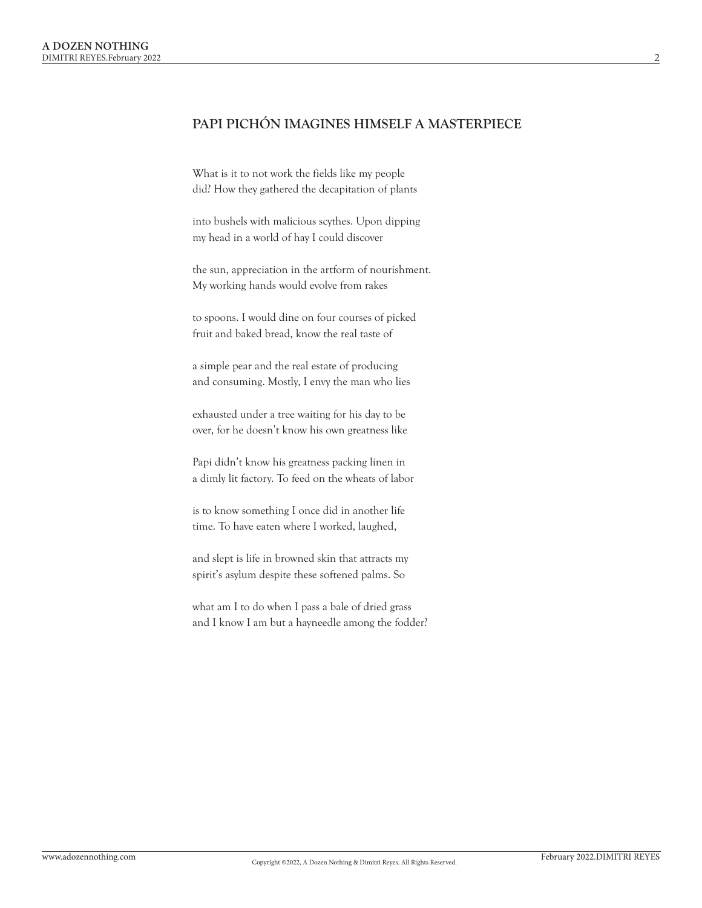## PAPI PICHÓN IMAGINES HIMSELF A MASTERPIECE

What is it to not work the fields like my people  
did? How they gathered the decapitation of plants

into bushels with malicious scythes. Upon dipping  
my head in a world of hay I could discover

the sun, appreciation in the artform of nourishment.  
My working hands would evolve from rakes

to spoons. I would dine on four courses of picked  
fruit and baked bread, know the real taste of

a simple pear and the real estate of producing  
and consuming. Mostly, I envy the man who lies

exhausted under a tree waiting for his day to be  
over, for he doesn't know his own greatness like

Papi didn't know his greatness packing linen in  
a dimly lit factory. To feed on the wheats of labor

is to know something I once did in another life  
time. To have eaten where I worked, laughed,

and slept is life in browned skin that attracts my  
spirit's asylum despite these softened palms. So

what am I to do when I pass a bale of dried grass  
and I know I am but a hayneedle among the fodder?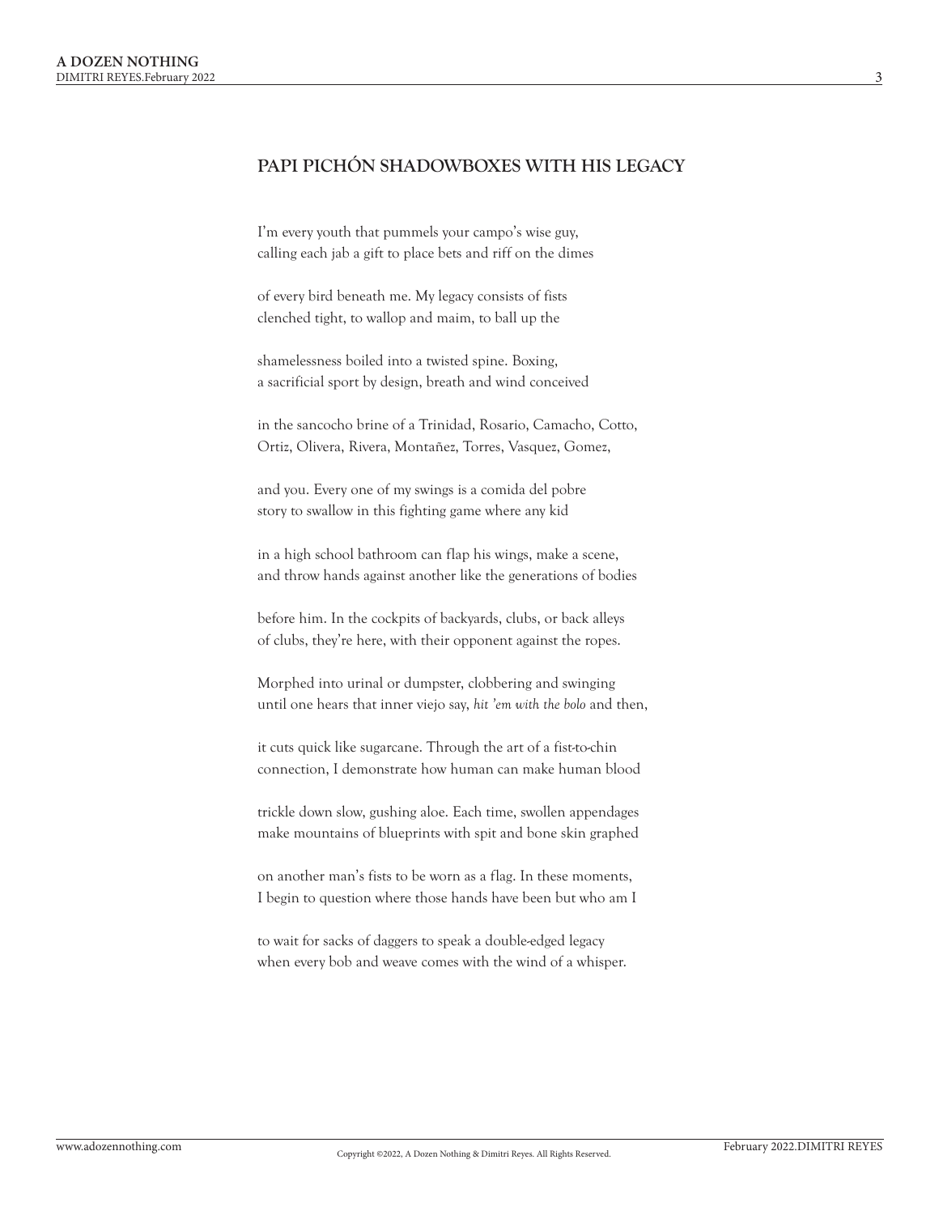## PAPI PICHÓN SHADOWBOXES WITH HIS LEGACY

I'm every youth that pummels your campo's wise guy,  
calling each jab a gift to place bets and riff on the dimes

of every bird beneath me. My legacy consists of fists  
clenched tight, to wallop and maim, to ball up the

shamelessness boiled into a twisted spine. Boxing,  
a sacrificial sport by design, breath and wind conceived

in the sancocho brine of a Trinidad, Rosario, Camacho, Cotto,  
Ortiz, Olivera, Rivera, Montañez, Torres, Vasquez, Gomez,

and you. Every one of my swings is a comida del pobre  
story to swallow in this fighting game where any kid

in a high school bathroom can flap his wings, make a scene,  
and throw hands against another like the generations of bodies

before him. In the cockpits of backyards, clubs, or back alleys  
of clubs, they're here, with their opponent against the ropes.

Morphed into urinal or dumpster, clobbering and swinging  
until one hears that inner viejo say, *hit 'em with the bolo* and then,

it cuts quick like sugarcane. Through the art of a fist-to-chin  
connection, I demonstrate how human can make human blood

trickle down slow, gushing aloe. Each time, swollen appendages  
make mountains of blueprints with spit and bone skin graphed

on another man's fists to be worn as a flag. In these moments,  
I begin to question where those hands have been but who am I

to wait for sacks of daggers to speak a double-edged legacy  
when every bob and weave comes with the wind of a whisper.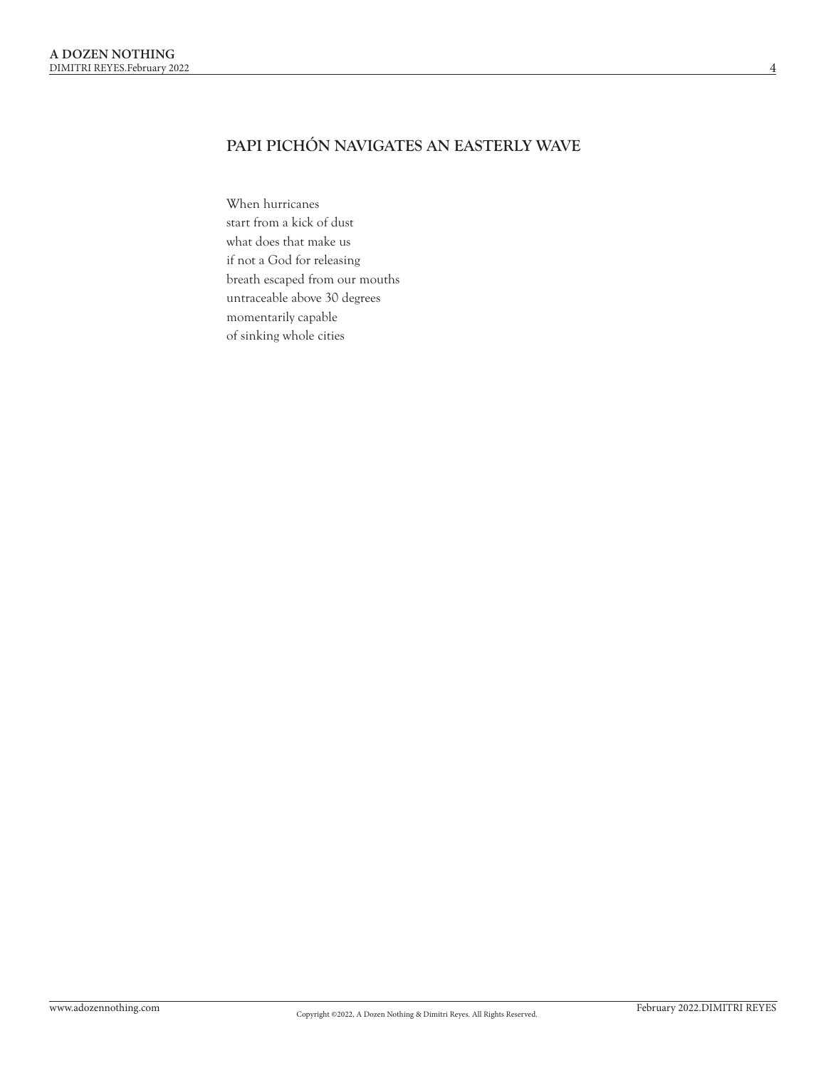## PAPI PICHÓN NAVIGATES AN EASTERLY WAVE

When hurricanes  
start from a kick of dust  
what does that make us  
if not a God for releasing  
breath escaped from our mouths  
untraceable above 30 degrees  
momentarily capable  
of sinking whole cities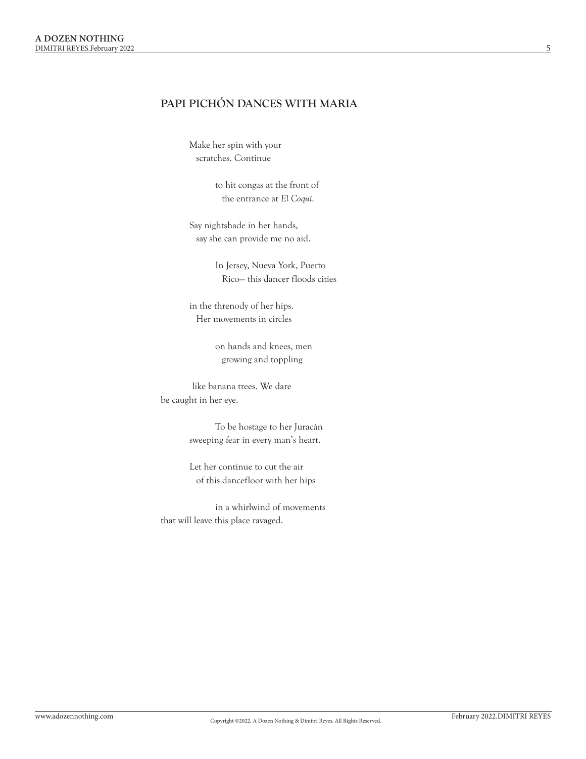## PAPI PICHÓN DANCES WITH MARIA

Make her spin with your  
scratches. Continue

to hit congas at the front of  
the entrance at *El Coquí*.

Say nightshade in her hands,  
say she can provide me no aid.

In Jersey, Nueva York, Puerto  
Rico— this dancer floods cities

in the threnody of her hips.  
Her movements in circles

on hands and knees, men  
growing and toppling

like banana trees. We dare  
be caught in her eye.

To be hostage to her Juracán  
sweeping fear in every man's heart.

Let her continue to cut the air  
of this dancefloor with her hips

in a whirlwind of movements  
that will leave this place ravaged.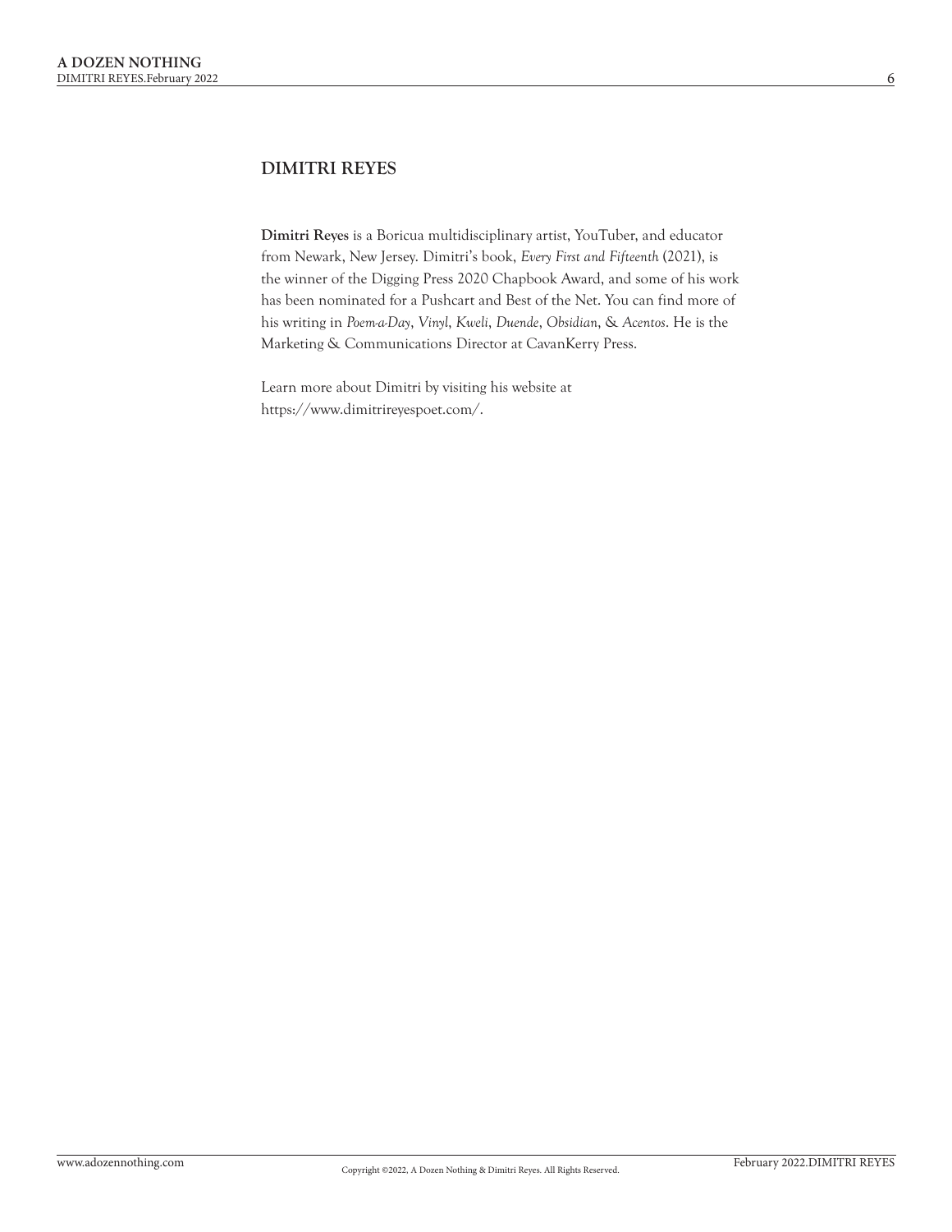## DIMITRI REYES

**Dimitri Reyes** is a Boricua multidisciplinary artist, YouTuber, and educator from Newark, New Jersey. Dimitri's book, *Every First and Fifteenth* (2021), is the winner of the Digging Press 2020 Chapbook Award, and some of his work has been nominated for a Pushcart and Best of the Net. You can find more of his writing in *Poem-a-Day*, *Vinyl*, *Kweli*, *Duende*, *Obsidian*, & *Acentos*. He is the Marketing & Communications Director at CavanKerry Press.

Learn more about Dimitri by visiting his website at https://www.dimitrireyespoet.com/.